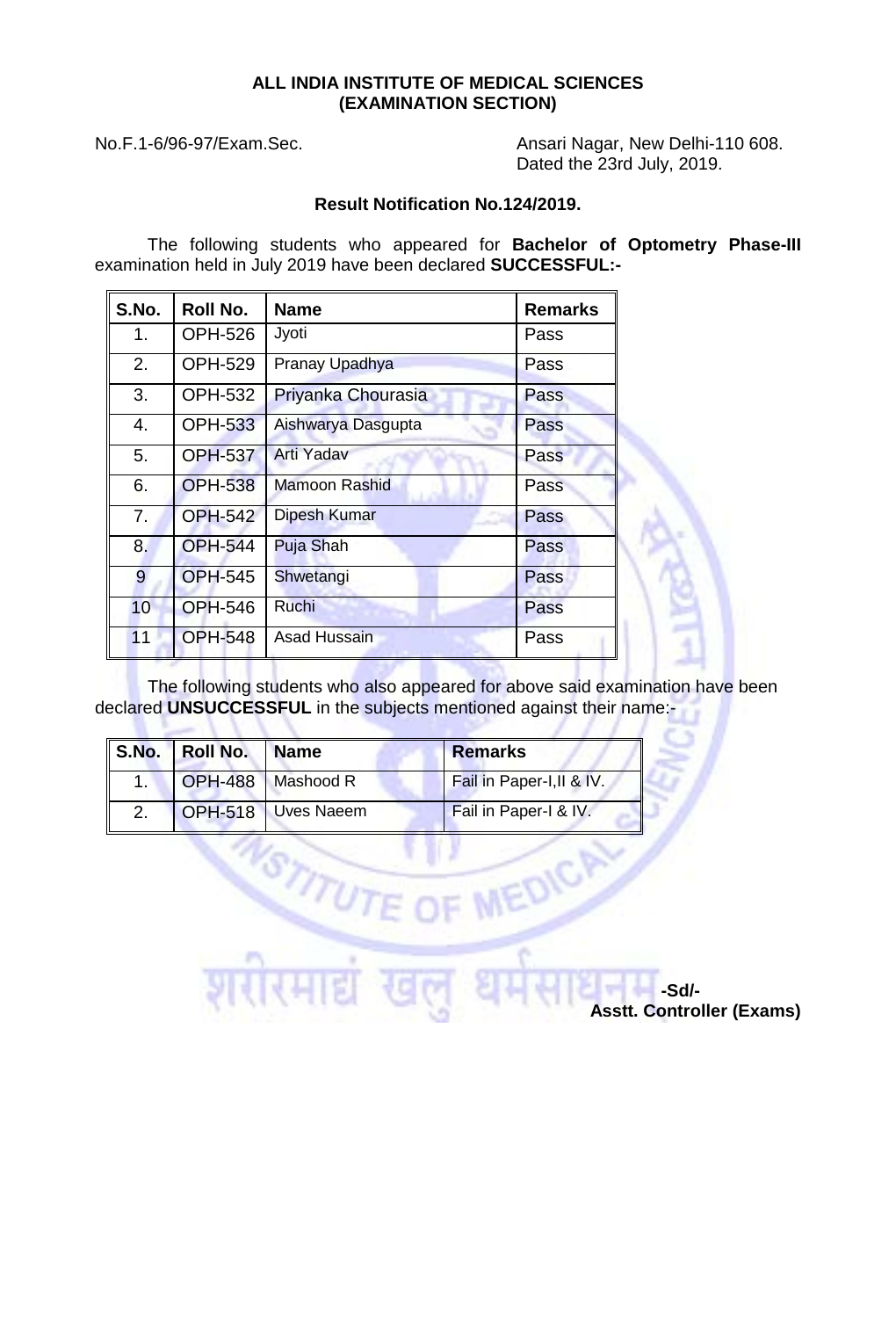**ALL INDIA INSTITUTE OF MEDICAL SCIENCES**
**(EXAMINATION SECTION)**

No.F.1-6/96-97/Exam.Sec.

Ansari Nagar, New Delhi-110 608.
Dated the 23rd July, 2019.

**Result Notification No.124/2019.**

The following students who appeared for **Bachelor of Optometry Phase-III** examination held in July 2019 have been declared **SUCCESSFUL:-**

| S.No. | Roll No. | Name | Remarks |
|---|---|---|---|
| 1. | OPH-526 | Jyoti | Pass |
| 2. | OPH-529 | Pranay Upadhya | Pass |
| 3. | OPH-532 | Priyanka Chourasia | Pass |
| 4. | OPH-533 | Aishwarya Dasgupta | Pass |
| 5. | OPH-537 | Arti Yadav | Pass |
| 6. | OPH-538 | Mamoon Rashid | Pass |
| 7. | OPH-542 | Dipesh Kumar | Pass |
| 8. | OPH-544 | Puja Shah | Pass |
| 9 | OPH-545 | Shwetangi | Pass |
| 10 | OPH-546 | Ruchi | Pass |
| 11 | OPH-548 | Asad Hussain | Pass |

The following students who also appeared for above said examination have been declared **UNSUCCESSFUL** in the subjects mentioned against their name:-

| S.No. | Roll No. | Name | Remarks |
|---|---|---|---|
| 1. | OPH-488 | Mashood R | Fail in Paper-I,II & IV. |
| 2. | OPH-518 | Uves Naeem | Fail in Paper-I & IV. |

**-Sd/-**
**Asstt. Controller (Exams)**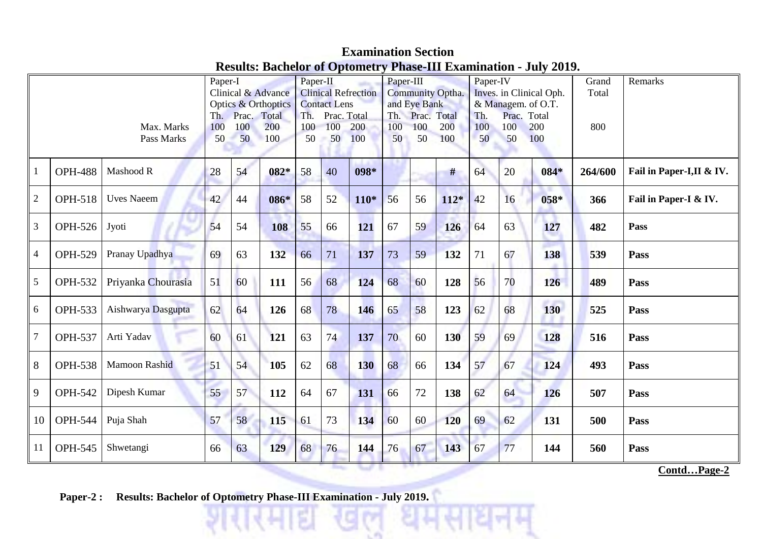**Examination Section**

**Results: Bachelor of Optometry Phase-III Examination - July 2019.**

| | | | Paper-I Clinical & Advance Optics & Orthoptics | | | Paper-II Clinical Refraction Contact Lens | | | Paper-III Community Optha. and Eye Bank | | | Paper-IV Inves. in Clinical Oph. & Managem. of O.T. | | | Grand Total | Remarks |
|---|---|---|---|---|---|---|---|---|---|---|---|---|---|---|---|---|
| | | | Th. | Prac. | Total | Th. | Prac. | Total | Th. | Prac. | Total | Th. | Prac. | Total | | |
| | | Max. Marks | 100 | 100 | 200 | 100 | 100 | 200 | 100 | 100 | 200 | 100 | 100 | 200 | 800 | |
| | | Pass Marks | 50 | 50 | 100 | 50 | 50 | 100 | 50 | 50 | 100 | 50 | 50 | 100 | | |
| 1 | OPH-488 | Mashood R | 28 | 54 | **082*** | 58 | 40 | **098*** | | | **#** | 64 | 20 | **084*** | **264/600** | **Fail in Paper-I,II & IV.** |
| 2 | OPH-518 | Uves Naeem | 42 | 44 | **086*** | 58 | 52 | **110*** | 56 | 56 | **112*** | 42 | 16 | **058*** | **366** | **Fail in Paper-I & IV.** |
| 3 | OPH-526 | Jyoti | 54 | 54 | **108** | 55 | 66 | **121** | 67 | 59 | **126** | 64 | 63 | **127** | **482** | **Pass** |
| 4 | OPH-529 | Pranay Upadhya | 69 | 63 | **132** | 66 | 71 | **137** | 73 | 59 | **132** | 71 | 67 | **138** | **539** | **Pass** |
| 5 | OPH-532 | Priyanka Chourasia | 51 | 60 | **111** | 56 | 68 | **124** | 68 | 60 | **128** | 56 | 70 | **126** | **489** | **Pass** |
| 6 | OPH-533 | Aishwarya Dasgupta | 62 | 64 | **126** | 68 | 78 | **146** | 65 | 58 | **123** | 62 | 68 | **130** | **525** | **Pass** |
| 7 | OPH-537 | Arti Yadav | 60 | 61 | **121** | 63 | 74 | **137** | 70 | 60 | **130** | 59 | 69 | **128** | **516** | **Pass** |
| 8 | OPH-538 | Mamoon Rashid | 51 | 54 | **105** | 62 | 68 | **130** | 68 | 66 | **134** | 57 | 67 | **124** | **493** | **Pass** |
| 9 | OPH-542 | Dipesh Kumar | 55 | 57 | **112** | 64 | 67 | **131** | 66 | 72 | **138** | 62 | 64 | **126** | **507** | **Pass** |
| 10 | OPH-544 | Puja Shah | 57 | 58 | **115** | 61 | 73 | **134** | 60 | 60 | **120** | 69 | 62 | **131** | **500** | **Pass** |
| 11 | OPH-545 | Shwetangi | 66 | 63 | **129** | 68 | 76 | **144** | 76 | 67 | **143** | 67 | 77 | **144** | **560** | **Pass** |

**Contd…Page-2**

**Paper-2 : Results: Bachelor of Optometry Phase-III Examination - July 2019.**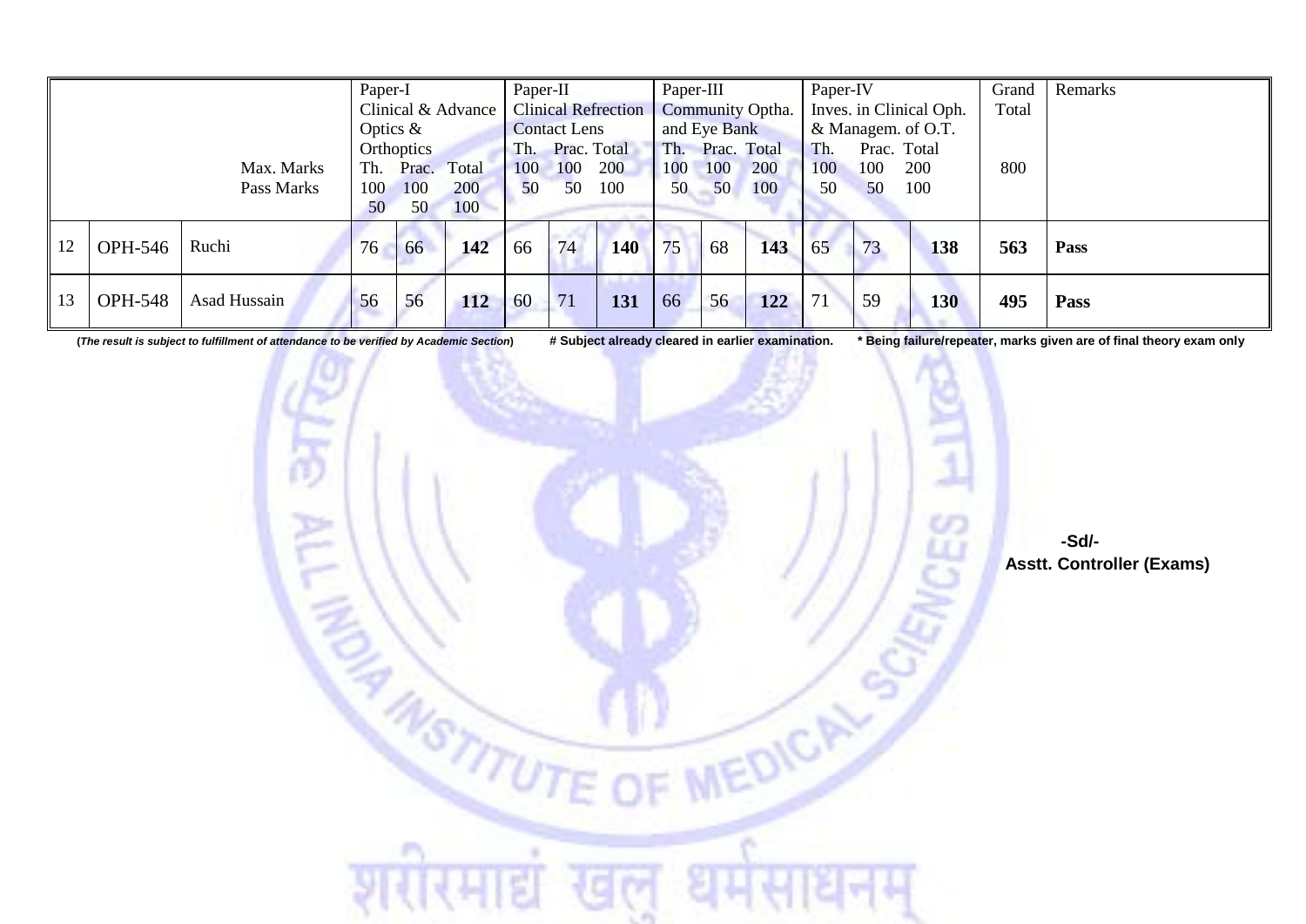| | | | Paper-I Clinical & Advance Optics & Orthoptics | | | Paper-II Clinical Refrection Contact Lens | | | Paper-III Community Optha. and Eye Bank | | | Paper-IV Inves. in Clinical Oph. & Managem. of O.T. | | | Grand Total | Remarks |
|---|---|---|---|---|---|---|---|---|---|---|---|---|---|---|---|---|
| | | | Th. | Prac. | Total | Th. | Prac. | Total | Th. | Prac. | Total | Th. | Prac. | Total | | |
| | | Max. Marks | 100 | 100 | 200 | 100 | 100 | 200 | 100 | 100 | 200 | 100 | 100 | 200 | 800 | |
| | | Pass Marks | 50 | 50 | 100 | 50 | 50 | 100 | 50 | 50 | 100 | 50 | 50 | 100 | | |
| 12 | OPH-546 | Ruchi | 76 | 66 | **142** | 66 | 74 | **140** | 75 | 68 | **143** | 65 | 73 | **138** | **563** | **Pass** |
| 13 | OPH-548 | Asad Hussain | 56 | 56 | **112** | 60 | 71 | **131** | 66 | 56 | **122** | 71 | 59 | **130** | **495** | **Pass** |

(*The result is subject to fulfillment of attendance to be verified by Academic Section*) **# Subject already cleared in earlier examination.** **\* Being failure/repeater, marks given are of final theory exam only**

**-Sd/-**
**Asstt. Controller (Exams)**